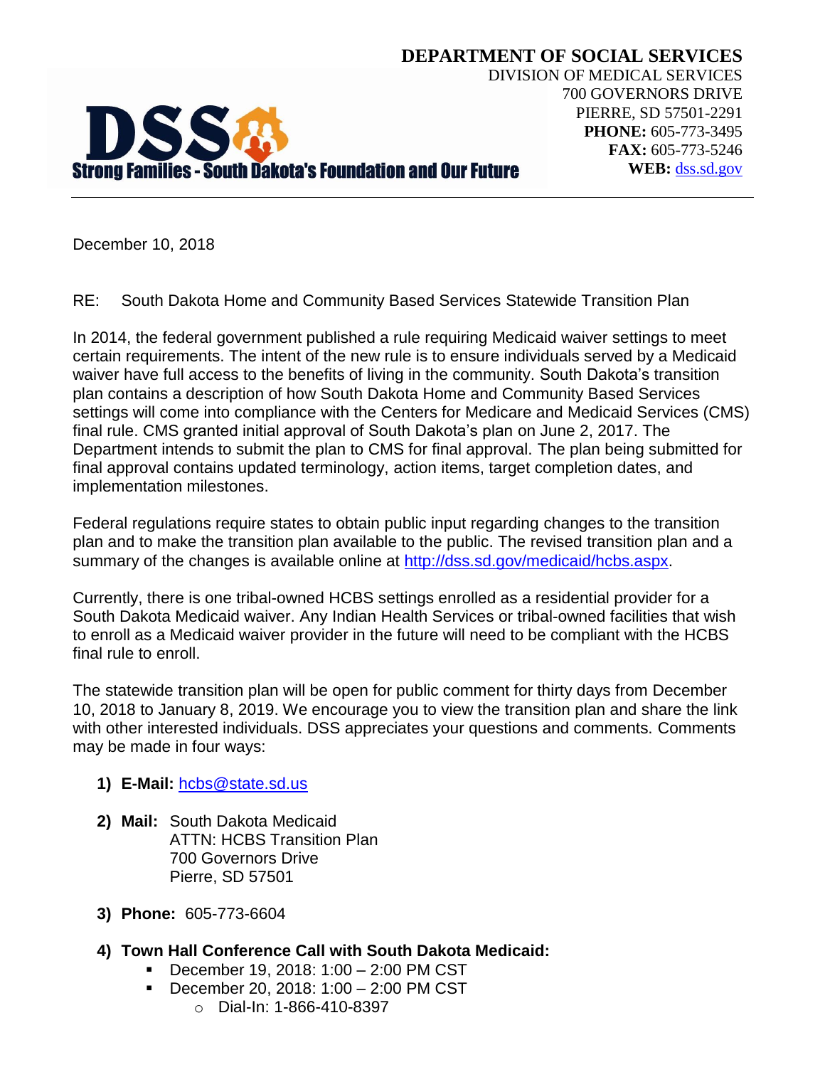**DEPARTMENT OF SOCIAL SERVICES**
DIVISION OF MEDICAL SERVICES
700 GOVERNORS DRIVE
PIERRE, SD 57501-2291
**PHONE:** 605-773-3495
**FAX:** 605-773-5246
**WEB:** dss.sd.gov

**DSS**
**Strong Families - South Dakota's Foundation and Our Future**

---

December 10, 2018

RE: South Dakota Home and Community Based Services Statewide Transition Plan

In 2014, the federal government published a rule requiring Medicaid waiver settings to meet certain requirements. The intent of the new rule is to ensure individuals served by a Medicaid waiver have full access to the benefits of living in the community. South Dakota's transition plan contains a description of how South Dakota Home and Community Based Services settings will come into compliance with the Centers for Medicare and Medicaid Services (CMS) final rule. CMS granted initial approval of South Dakota's plan on June 2, 2017. The Department intends to submit the plan to CMS for final approval. The plan being submitted for final approval contains updated terminology, action items, target completion dates, and implementation milestones.

Federal regulations require states to obtain public input regarding changes to the transition plan and to make the transition plan available to the public. The revised transition plan and a summary of the changes is available online at http://dss.sd.gov/medicaid/hcbs.aspx.

Currently, there is one tribal-owned HCBS settings enrolled as a residential provider for a South Dakota Medicaid waiver. Any Indian Health Services or tribal-owned facilities that wish to enroll as a Medicaid waiver provider in the future will need to be compliant with the HCBS final rule to enroll.

The statewide transition plan will be open for public comment for thirty days from December 10, 2018 to January 8, 2019. We encourage you to view the transition plan and share the link with other interested individuals. DSS appreciates your questions and comments. Comments may be made in four ways:

1) **E-Mail:** hcbs@state.sd.us

2) **Mail:** South Dakota Medicaid
ATTN: HCBS Transition Plan
700 Governors Drive
Pierre, SD 57501

3) **Phone:** 605-773-6604

4) **Town Hall Conference Call with South Dakota Medicaid:**
   - December 19, 2018: 1:00 – 2:00 PM CST
   - December 20, 2018: 1:00 – 2:00 PM CST
     - Dial-In: 1-866-410-8397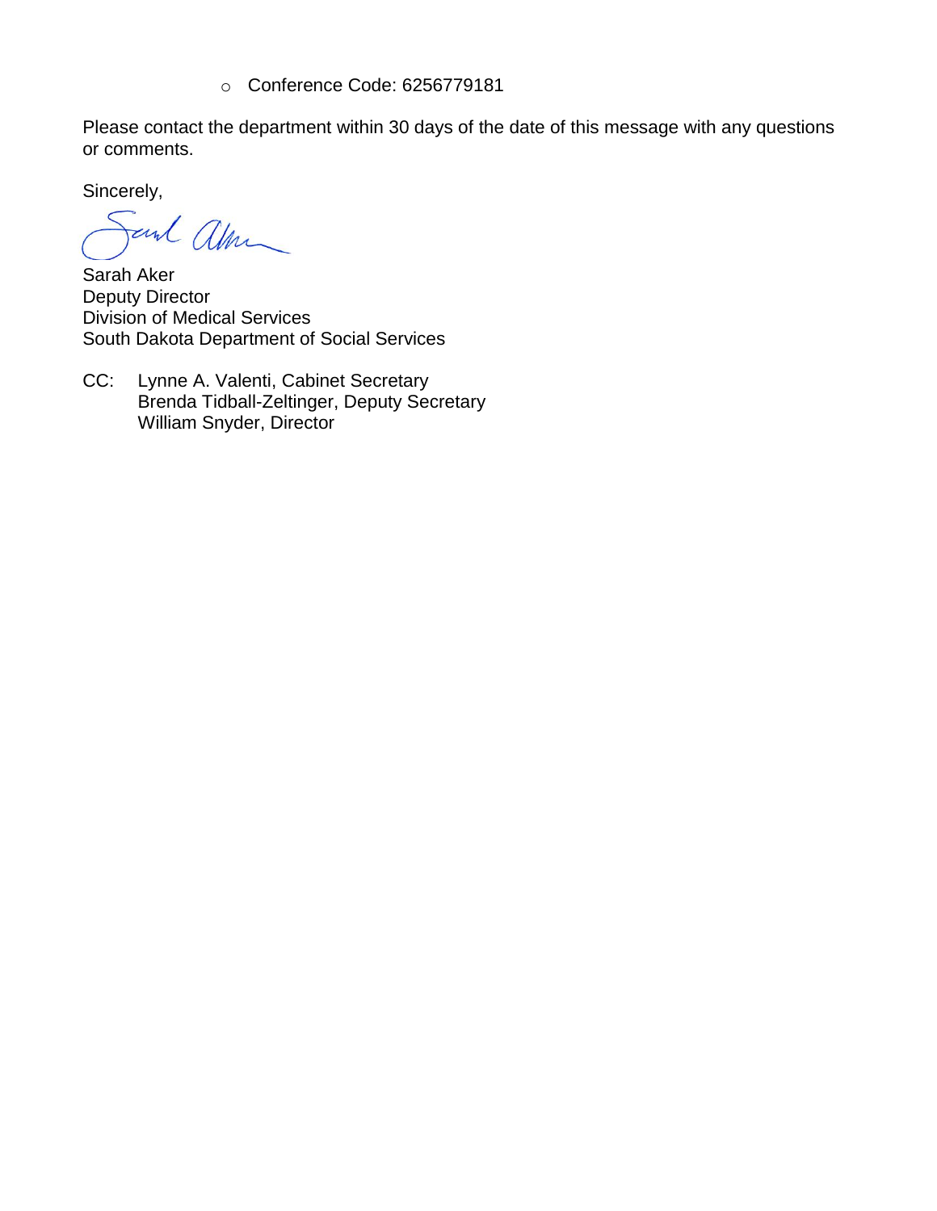- Conference Code: 6256779181

Please contact the department within 30 days of the date of this message with any questions or comments.

Sincerely,

Sarah Aker
Deputy Director
Division of Medical Services
South Dakota Department of Social Services

CC: Lynne A. Valenti, Cabinet Secretary
Brenda Tidball-Zeltinger, Deputy Secretary
William Snyder, Director